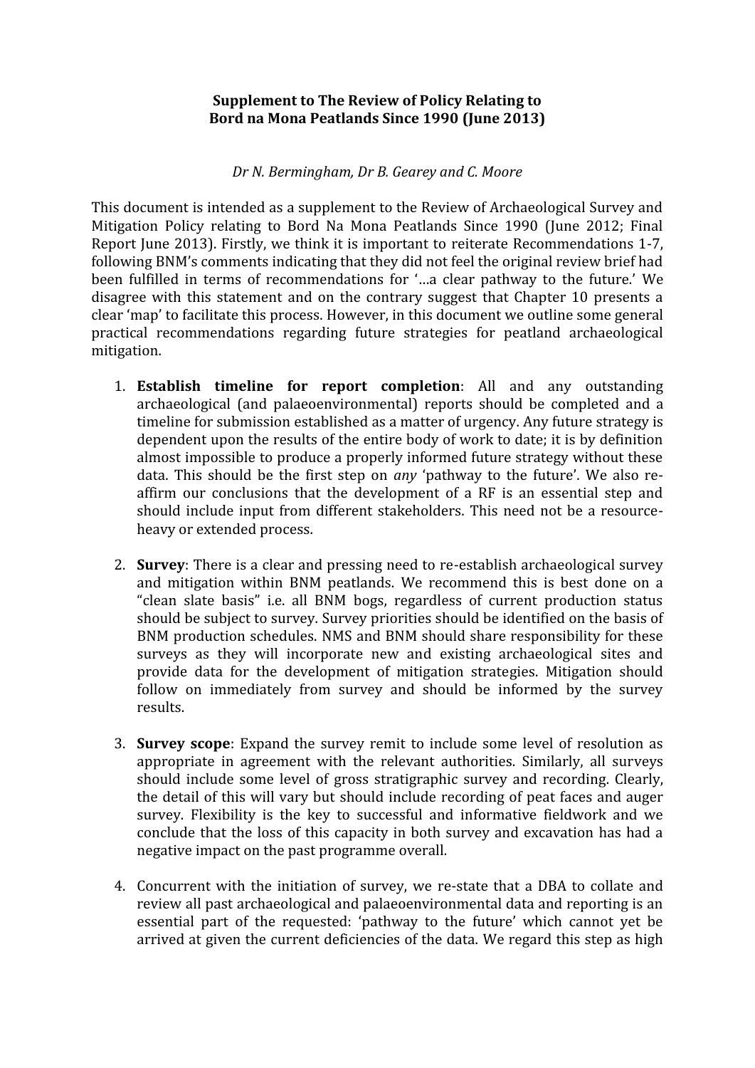**Supplement to The Review of Policy Relating to Bord na Mona Peatlands Since 1990 (June 2013)**

*Dr N. Bermingham, Dr B. Gearey and C. Moore*

This document is intended as a supplement to the Review of Archaeological Survey and Mitigation Policy relating to Bord Na Mona Peatlands Since 1990 (June 2012; Final Report June 2013). Firstly, we think it is important to reiterate Recommendations 1-7, following BNM's comments indicating that they did not feel the original review brief had been fulfilled in terms of recommendations for '…a clear pathway to the future.' We disagree with this statement and on the contrary suggest that Chapter 10 presents a clear 'map' to facilitate this process. However, in this document we outline some general practical recommendations regarding future strategies for peatland archaeological mitigation.

1. **Establish timeline for report completion**: All and any outstanding archaeological (and palaeoenvironmental) reports should be completed and a timeline for submission established as a matter of urgency. Any future strategy is dependent upon the results of the entire body of work to date; it is by definition almost impossible to produce a properly informed future strategy without these data. This should be the first step on *any* 'pathway to the future'. We also re-affirm our conclusions that the development of a RF is an essential step and should include input from different stakeholders. This need not be a resource-heavy or extended process.

2. **Survey**: There is a clear and pressing need to re-establish archaeological survey and mitigation within BNM peatlands. We recommend this is best done on a "clean slate basis" i.e. all BNM bogs, regardless of current production status should be subject to survey. Survey priorities should be identified on the basis of BNM production schedules. NMS and BNM should share responsibility for these surveys as they will incorporate new and existing archaeological sites and provide data for the development of mitigation strategies. Mitigation should follow on immediately from survey and should be informed by the survey results.

3. **Survey scope**: Expand the survey remit to include some level of resolution as appropriate in agreement with the relevant authorities. Similarly, all surveys should include some level of gross stratigraphic survey and recording. Clearly, the detail of this will vary but should include recording of peat faces and auger survey. Flexibility is the key to successful and informative fieldwork and we conclude that the loss of this capacity in both survey and excavation has had a negative impact on the past programme overall.

4. Concurrent with the initiation of survey, we re-state that a DBA to collate and review all past archaeological and palaeoenvironmental data and reporting is an essential part of the requested: 'pathway to the future' which cannot yet be arrived at given the current deficiencies of the data. We regard this step as high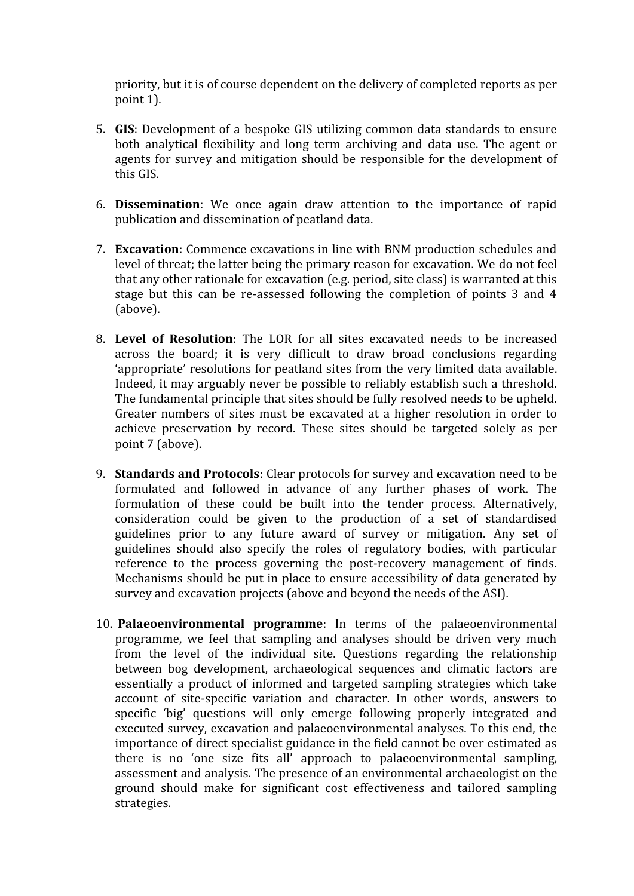priority, but it is of course dependent on the delivery of completed reports as per point 1).

5. **GIS**: Development of a bespoke GIS utilizing common data standards to ensure both analytical flexibility and long term archiving and data use. The agent or agents for survey and mitigation should be responsible for the development of this GIS.

6. **Dissemination**: We once again draw attention to the importance of rapid publication and dissemination of peatland data.

7. **Excavation**: Commence excavations in line with BNM production schedules and level of threat; the latter being the primary reason for excavation. We do not feel that any other rationale for excavation (e.g. period, site class) is warranted at this stage but this can be re-assessed following the completion of points 3 and 4 (above).

8. **Level of Resolution**: The LOR for all sites excavated needs to be increased across the board; it is very difficult to draw broad conclusions regarding 'appropriate' resolutions for peatland sites from the very limited data available. Indeed, it may arguably never be possible to reliably establish such a threshold. The fundamental principle that sites should be fully resolved needs to be upheld. Greater numbers of sites must be excavated at a higher resolution in order to achieve preservation by record. These sites should be targeted solely as per point 7 (above).

9. **Standards and Protocols**: Clear protocols for survey and excavation need to be formulated and followed in advance of any further phases of work. The formulation of these could be built into the tender process. Alternatively, consideration could be given to the production of a set of standardised guidelines prior to any future award of survey or mitigation. Any set of guidelines should also specify the roles of regulatory bodies, with particular reference to the process governing the post-recovery management of finds. Mechanisms should be put in place to ensure accessibility of data generated by survey and excavation projects (above and beyond the needs of the ASI).

10. **Palaeoenvironmental programme**: In terms of the palaeoenvironmental programme, we feel that sampling and analyses should be driven very much from the level of the individual site. Questions regarding the relationship between bog development, archaeological sequences and climatic factors are essentially a product of informed and targeted sampling strategies which take account of site-specific variation and character. In other words, answers to specific 'big' questions will only emerge following properly integrated and executed survey, excavation and palaeoenvironmental analyses. To this end, the importance of direct specialist guidance in the field cannot be over estimated as there is no 'one size fits all' approach to palaeoenvironmental sampling, assessment and analysis. The presence of an environmental archaeologist on the ground should make for significant cost effectiveness and tailored sampling strategies.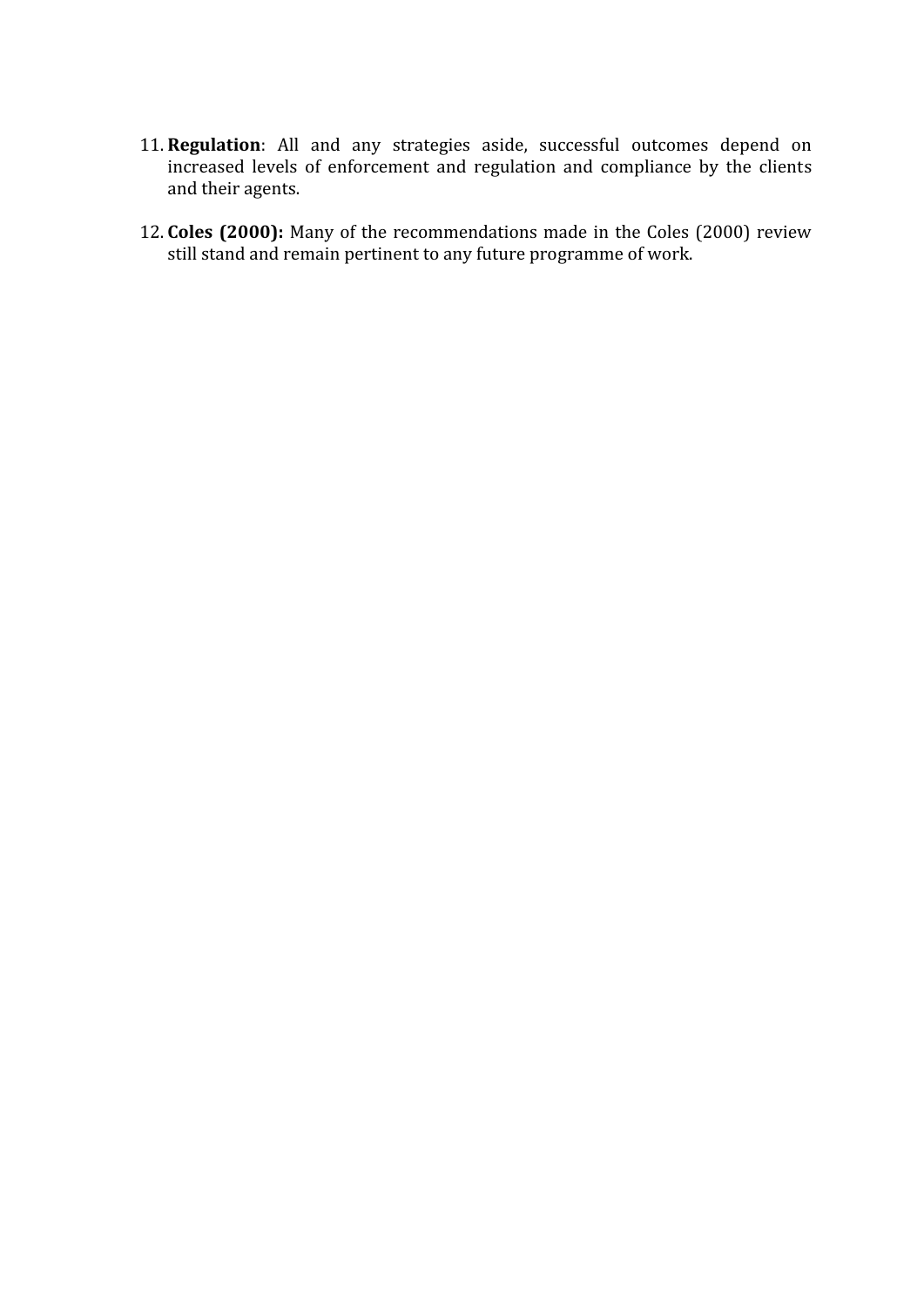11. **Regulation**: All and any strategies aside, successful outcomes depend on increased levels of enforcement and regulation and compliance by the clients and their agents.

12. **Coles (2000):** Many of the recommendations made in the Coles (2000) review still stand and remain pertinent to any future programme of work.